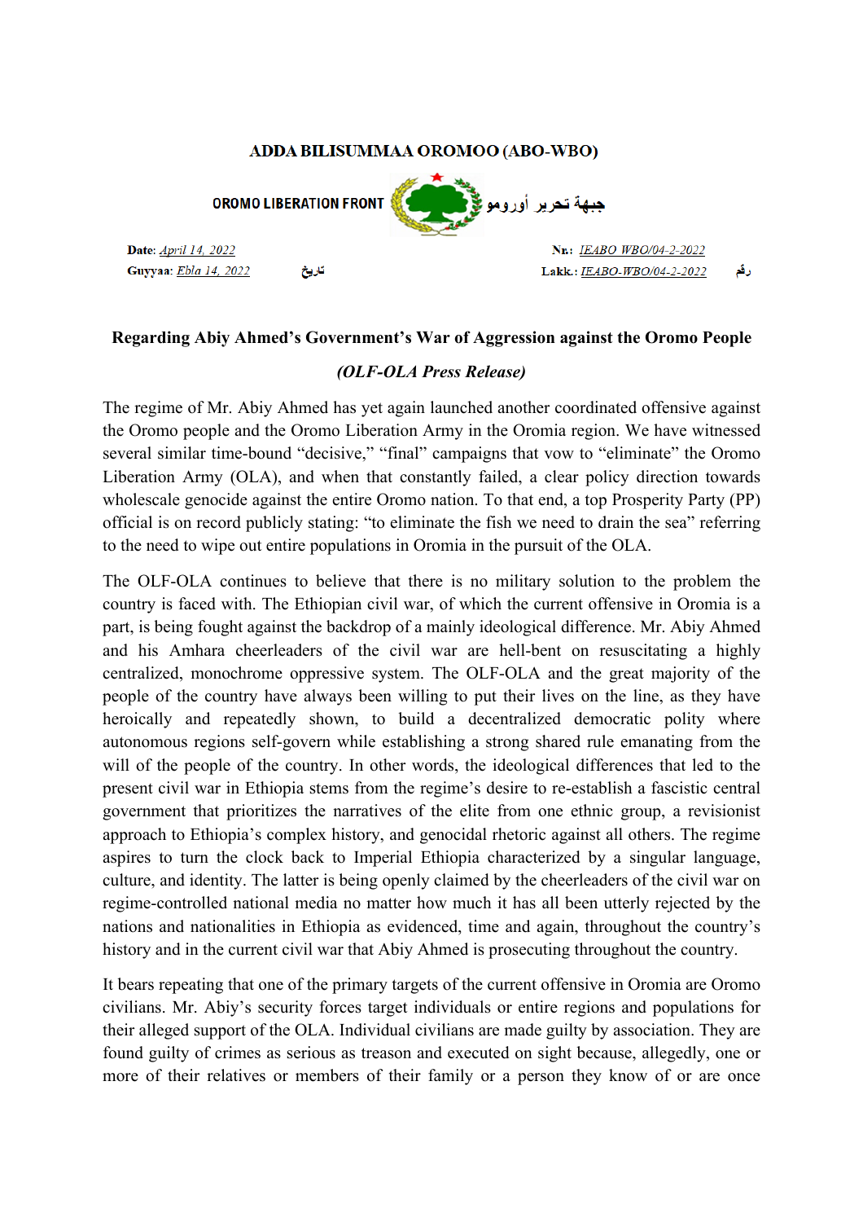**ADDA BILISUMMAA OROMOO (ABO-WBO)**

**OROMO LIBERATION FRONT** جبهة تحرير أورومو

**Date**: *April 14, 2022* 
**Guyyaa**: *Ebla 14, 2022* تاريخ

**Nr.**: *IEABO WBO/04-2-2022* 
**Lakk.**: *IEABO-WBO/04-2-2022* رقم

## Regarding Abiy Ahmed's Government's War of Aggression against the Oromo People

***(OLF-OLA Press Release)***

The regime of Mr. Abiy Ahmed has yet again launched another coordinated offensive against the Oromo people and the Oromo Liberation Army in the Oromia region. We have witnessed several similar time-bound "decisive," "final" campaigns that vow to "eliminate" the Oromo Liberation Army (OLA), and when that constantly failed, a clear policy direction towards wholescale genocide against the entire Oromo nation. To that end, a top Prosperity Party (PP) official is on record publicly stating: "to eliminate the fish we need to drain the sea" referring to the need to wipe out entire populations in Oromia in the pursuit of the OLA.

The OLF-OLA continues to believe that there is no military solution to the problem the country is faced with. The Ethiopian civil war, of which the current offensive in Oromia is a part, is being fought against the backdrop of a mainly ideological difference. Mr. Abiy Ahmed and his Amhara cheerleaders of the civil war are hell-bent on resuscitating a highly centralized, monochrome oppressive system. The OLF-OLA and the great majority of the people of the country have always been willing to put their lives on the line, as they have heroically and repeatedly shown, to build a decentralized democratic polity where autonomous regions self-govern while establishing a strong shared rule emanating from the will of the people of the country. In other words, the ideological differences that led to the present civil war in Ethiopia stems from the regime's desire to re-establish a fascistic central government that prioritizes the narratives of the elite from one ethnic group, a revisionist approach to Ethiopia's complex history, and genocidal rhetoric against all others. The regime aspires to turn the clock back to Imperial Ethiopia characterized by a singular language, culture, and identity. The latter is being openly claimed by the cheerleaders of the civil war on regime-controlled national media no matter how much it has all been utterly rejected by the nations and nationalities in Ethiopia as evidenced, time and again, throughout the country's history and in the current civil war that Abiy Ahmed is prosecuting throughout the country.

It bears repeating that one of the primary targets of the current offensive in Oromia are Oromo civilians. Mr. Abiy's security forces target individuals or entire regions and populations for their alleged support of the OLA. Individual civilians are made guilty by association. They are found guilty of crimes as serious as treason and executed on sight because, allegedly, one or more of their relatives or members of their family or a person they know of or are once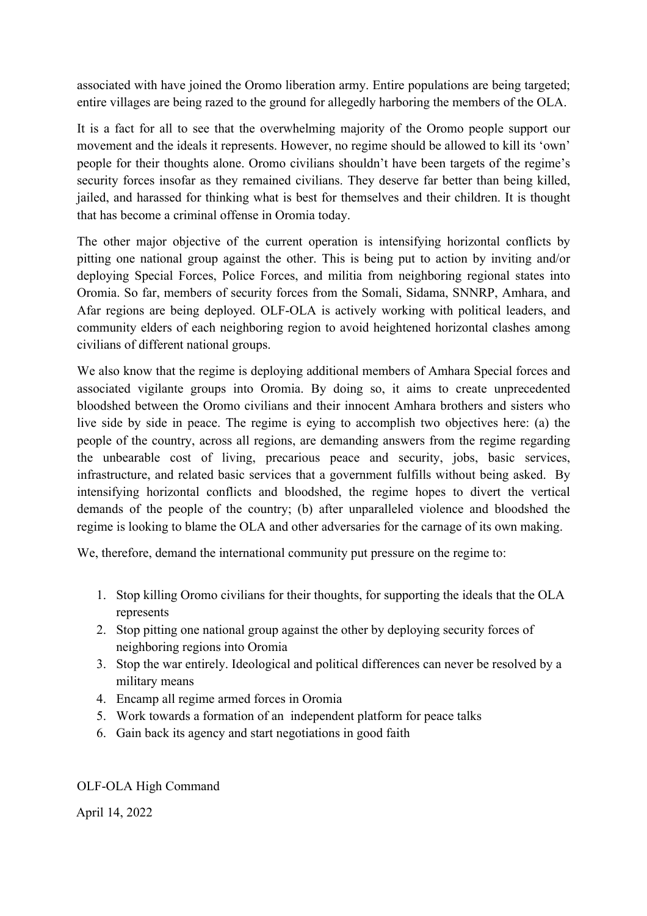associated with have joined the Oromo liberation army. Entire populations are being targeted; entire villages are being razed to the ground for allegedly harboring the members of the OLA.

It is a fact for all to see that the overwhelming majority of the Oromo people support our movement and the ideals it represents. However, no regime should be allowed to kill its 'own' people for their thoughts alone. Oromo civilians shouldn't have been targets of the regime's security forces insofar as they remained civilians. They deserve far better than being killed, jailed, and harassed for thinking what is best for themselves and their children. It is thought that has become a criminal offense in Oromia today.

The other major objective of the current operation is intensifying horizontal conflicts by pitting one national group against the other. This is being put to action by inviting and/or deploying Special Forces, Police Forces, and militia from neighboring regional states into Oromia. So far, members of security forces from the Somali, Sidama, SNNRP, Amhara, and Afar regions are being deployed. OLF-OLA is actively working with political leaders, and community elders of each neighboring region to avoid heightened horizontal clashes among civilians of different national groups.

We also know that the regime is deploying additional members of Amhara Special forces and associated vigilante groups into Oromia. By doing so, it aims to create unprecedented bloodshed between the Oromo civilians and their innocent Amhara brothers and sisters who live side by side in peace. The regime is eying to accomplish two objectives here: (a) the people of the country, across all regions, are demanding answers from the regime regarding the unbearable cost of living, precarious peace and security, jobs, basic services, infrastructure, and related basic services that a government fulfills without being asked. By intensifying horizontal conflicts and bloodshed, the regime hopes to divert the vertical demands of the people of the country; (b) after unparalleled violence and bloodshed the regime is looking to blame the OLA and other adversaries for the carnage of its own making.

We, therefore, demand the international community put pressure on the regime to:

1. Stop killing Oromo civilians for their thoughts, for supporting the ideals that the OLA represents
2. Stop pitting one national group against the other by deploying security forces of neighboring regions into Oromia
3. Stop the war entirely. Ideological and political differences can never be resolved by a military means
4. Encamp all regime armed forces in Oromia
5. Work towards a formation of an independent platform for peace talks
6. Gain back its agency and start negotiations in good faith

OLF-OLA High Command

April 14, 2022